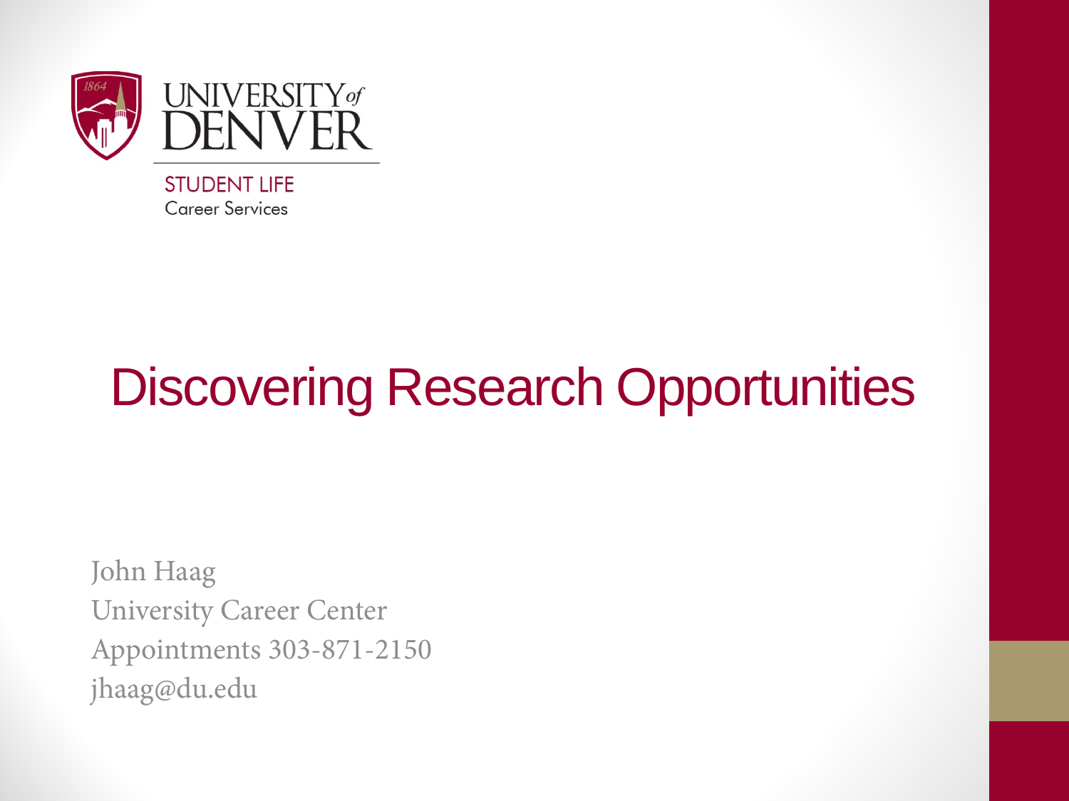UNIVERSITY *of* DENVER

STUDENT LIFE
Career Services

# Discovering Research Opportunities

John Haag
University Career Center
Appointments 303-871-2150
jhaag@du.edu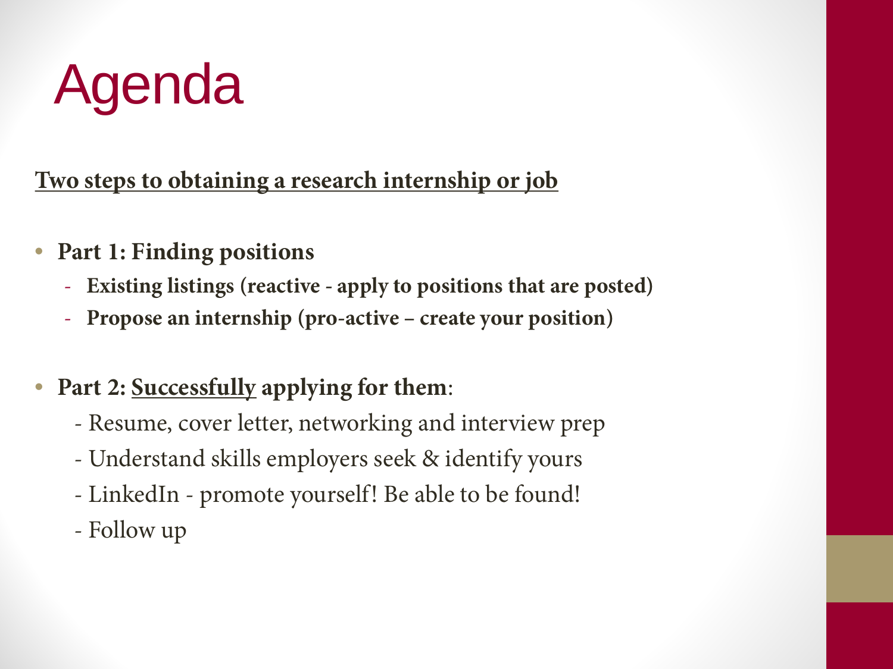# Agenda

<u>**Two steps to obtaining a research internship or job**</u>

- **Part 1: Finding positions**
  - **Existing listings (reactive - apply to positions that are posted)**
  - **Propose an internship (pro-active – create your position)**

- **Part 2: <u>Successfully</u> applying for them**:
  - Resume, cover letter, networking and interview prep
  - Understand skills employers seek & identify yours
  - LinkedIn - promote yourself! Be able to be found!
  - Follow up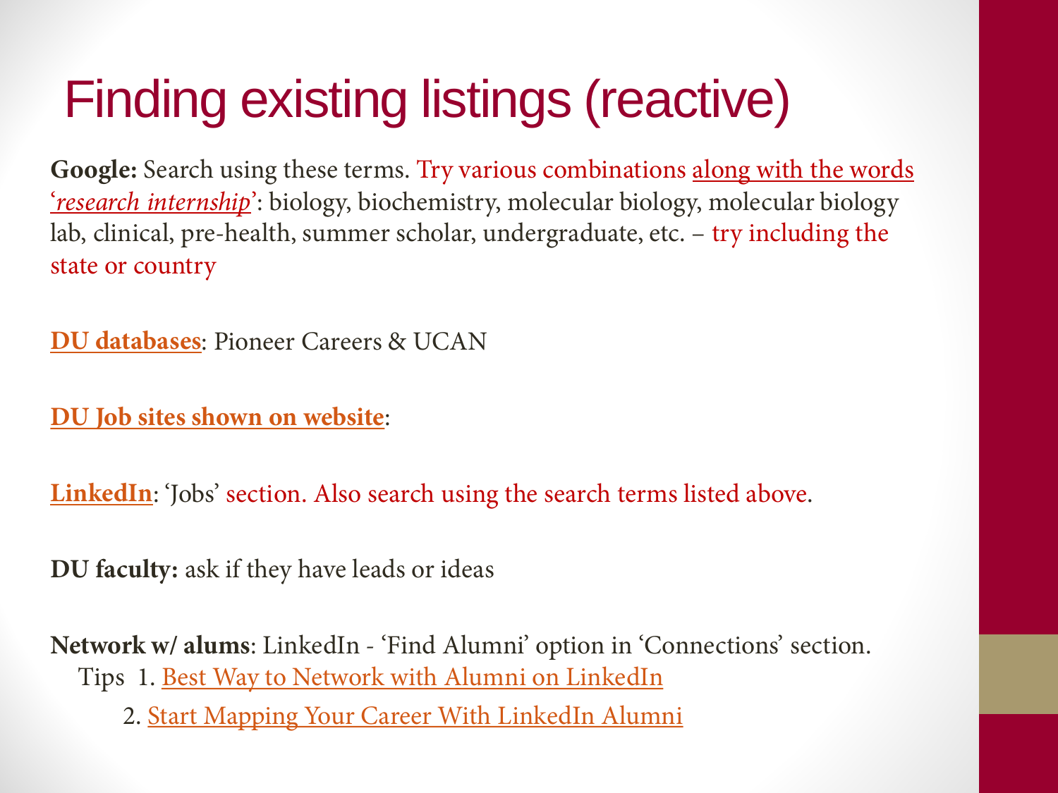# Finding existing listings (reactive)

**Google:** Search using these terms. Try various combinations along with the words '*research internship*': biology, biochemistry, molecular biology, molecular biology lab, clinical, pre-health, summer scholar, undergraduate, etc. – try including the state or country

**DU databases**: Pioneer Careers & UCAN

**DU Job sites shown on website**:

**LinkedIn**: 'Jobs' section. Also search using the search terms listed above.

**DU faculty:** ask if they have leads or ideas

**Network w/ alums**: LinkedIn - 'Find Alumni' option in 'Connections' section.

Tips 1. Best Way to Network with Alumni on LinkedIn

2. Start Mapping Your Career With LinkedIn Alumni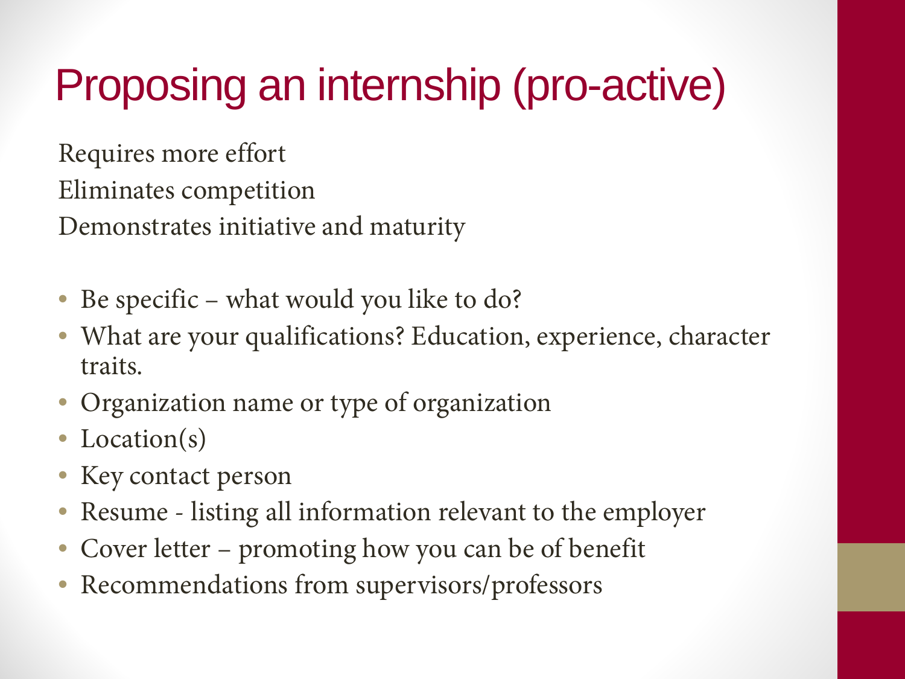# Proposing an internship (pro-active)

Requires more effort

Eliminates competition

Demonstrates initiative and maturity

- Be specific – what would you like to do?
- What are your qualifications? Education, experience, character traits.
- Organization name or type of organization
- Location(s)
- Key contact person
- Resume - listing all information relevant to the employer
- Cover letter – promoting how you can be of benefit
- Recommendations from supervisors/professors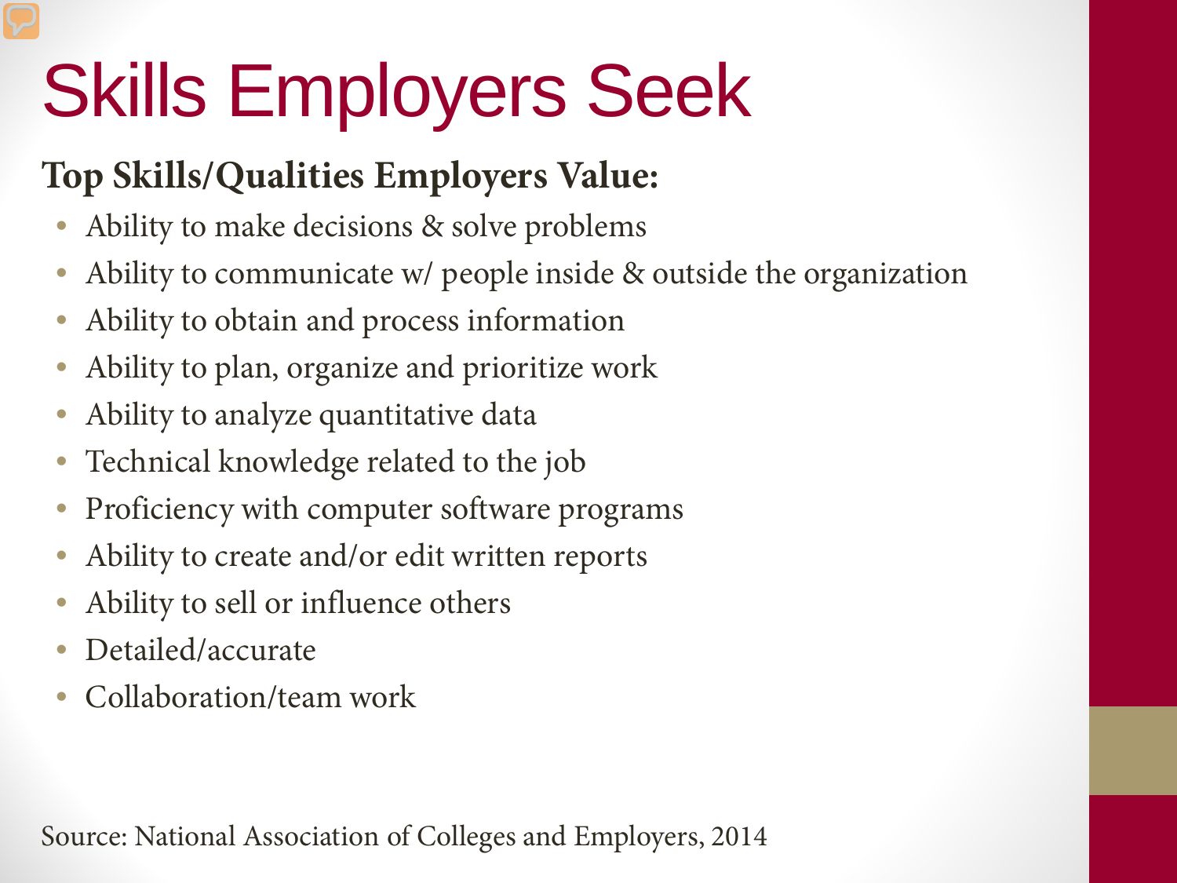# Skills Employers Seek

**Top Skills/Qualities Employers Value:**

- Ability to make decisions & solve problems
- Ability to communicate w/ people inside & outside the organization
- Ability to obtain and process information
- Ability to plan, organize and prioritize work
- Ability to analyze quantitative data
- Technical knowledge related to the job
- Proficiency with computer software programs
- Ability to create and/or edit written reports
- Ability to sell or influence others
- Detailed/accurate
- Collaboration/team work

Source: National Association of Colleges and Employers, 2014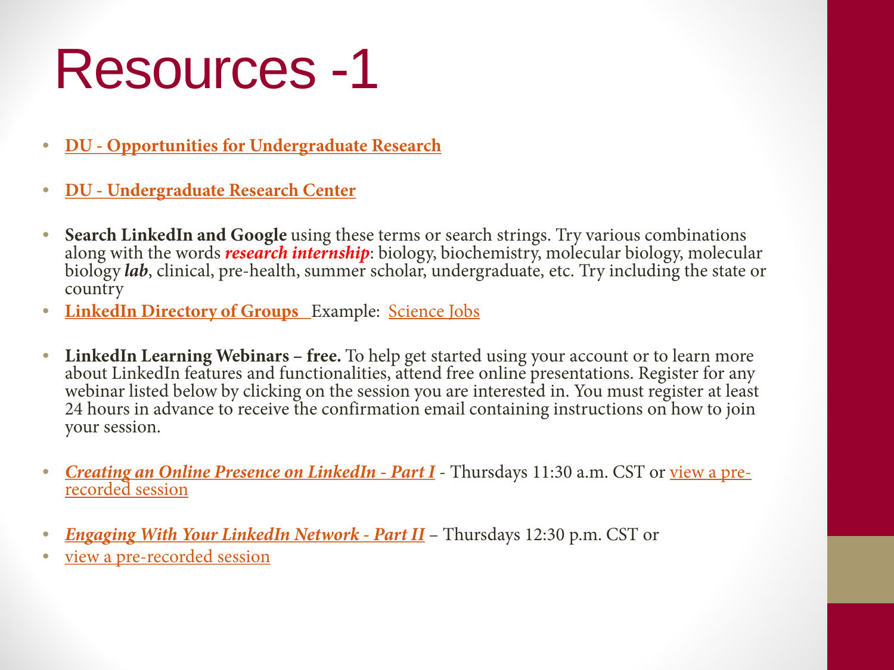# Resources -1

- **DU - Opportunities for Undergraduate Research**
- **DU - Undergraduate Research Center**
- **Search LinkedIn and Google** using these terms or search strings. Try various combinations along with the words ***research internship***: biology, biochemistry, molecular biology, molecular biology ***lab***, clinical, pre-health, summer scholar, undergraduate, etc. Try including the state or country
- **LinkedIn Directory of Groups** Example: Science Jobs
- **LinkedIn Learning Webinars – free.** To help get started using your account or to learn more about LinkedIn features and functionalities, attend free online presentations. Register for any webinar listed below by clicking on the session you are interested in. You must register at least 24 hours in advance to receive the confirmation email containing instructions on how to join your session.
- ***Creating an Online Presence on LinkedIn - Part I*** - Thursdays 11:30 a.m. CST or view a pre-recorded session
- ***Engaging With Your LinkedIn Network - Part II*** – Thursdays 12:30 p.m. CST or
- view a pre-recorded session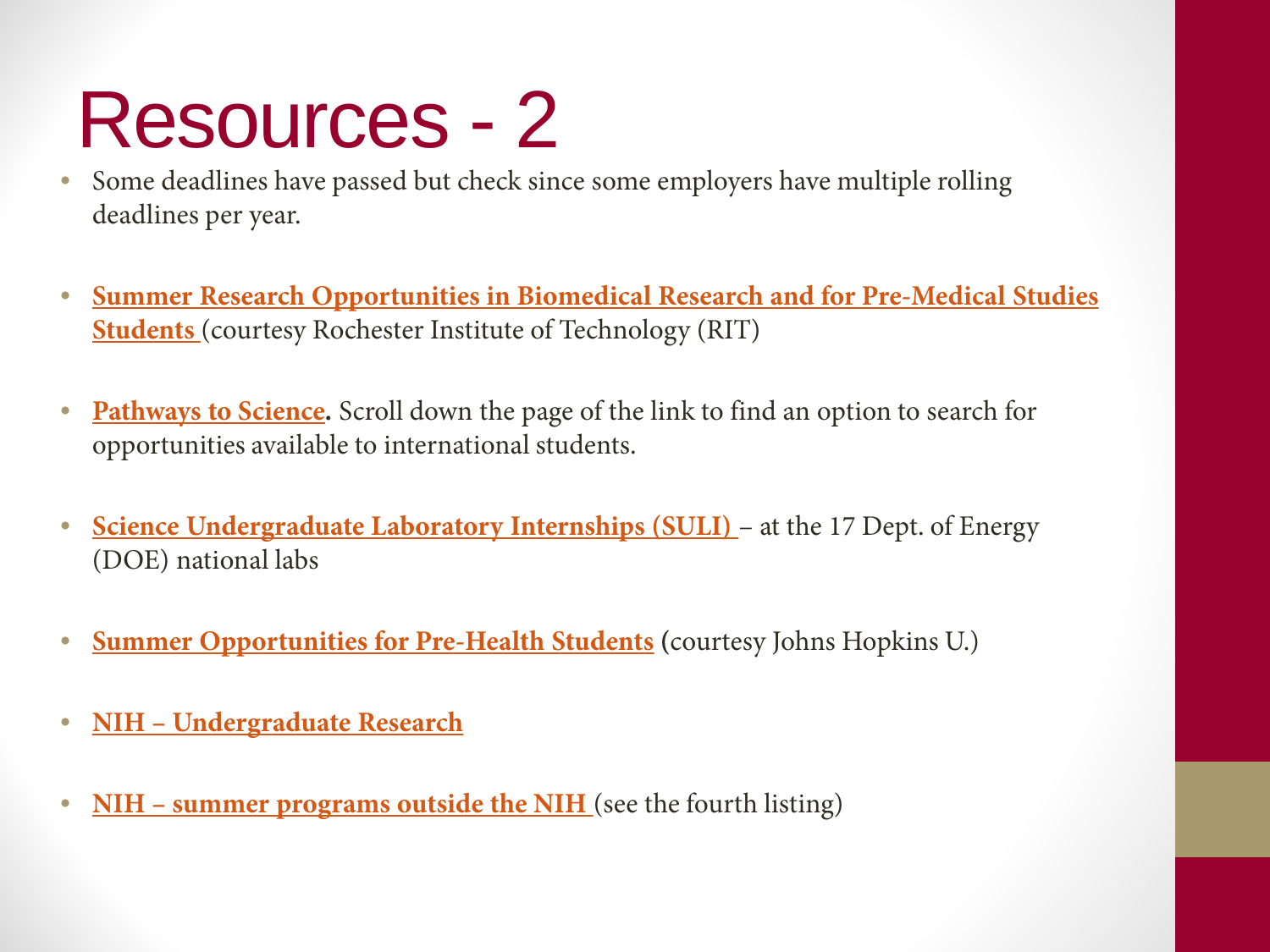# Resources - 2

- Some deadlines have passed but check since some employers have multiple rolling deadlines per year.
- **Summer Research Opportunities in Biomedical Research and for Pre-Medical Studies Students** (courtesy Rochester Institute of Technology (RIT)
- **Pathways to Science.** Scroll down the page of the link to find an option to search for opportunities available to international students.
- **Science Undergraduate Laboratory Internships (SULI)** – at the 17 Dept. of Energy (DOE) national labs
- **Summer Opportunities for Pre-Health Students** (courtesy Johns Hopkins U.)
- **NIH – Undergraduate Research**
- **NIH – summer programs outside the NIH** (see the fourth listing)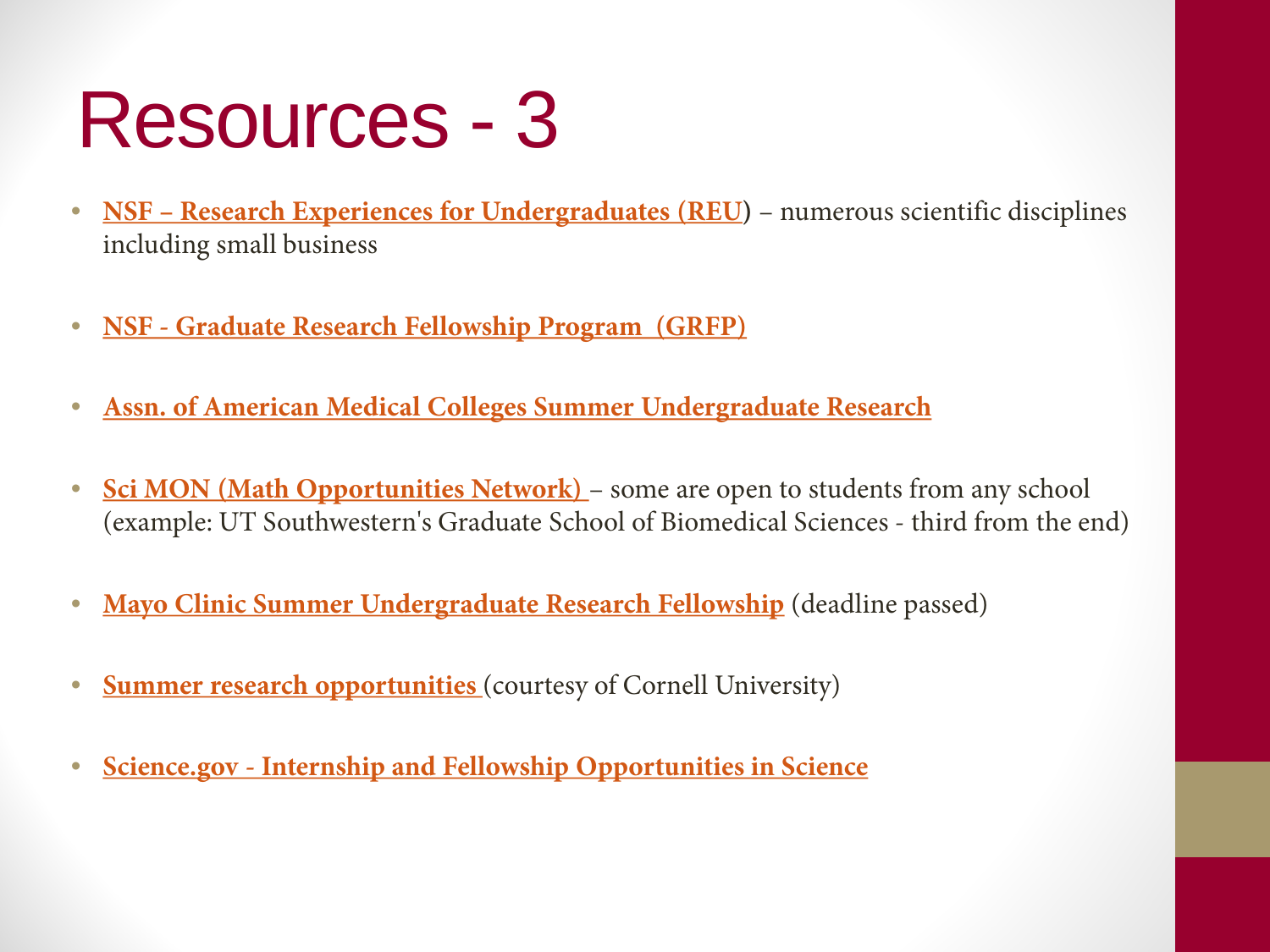# Resources - 3

- **NSF – Research Experiences for Undergraduates (REU)** – numerous scientific disciplines including small business
- **NSF - Graduate Research Fellowship Program (GRFP)**
- **Assn. of American Medical Colleges Summer Undergraduate Research**
- **Sci MON (Math Opportunities Network)** – some are open to students from any school (example: UT Southwestern's Graduate School of Biomedical Sciences - third from the end)
- **Mayo Clinic Summer Undergraduate Research Fellowship** (deadline passed)
- **Summer research opportunities** (courtesy of Cornell University)
- **Science.gov - Internship and Fellowship Opportunities in Science**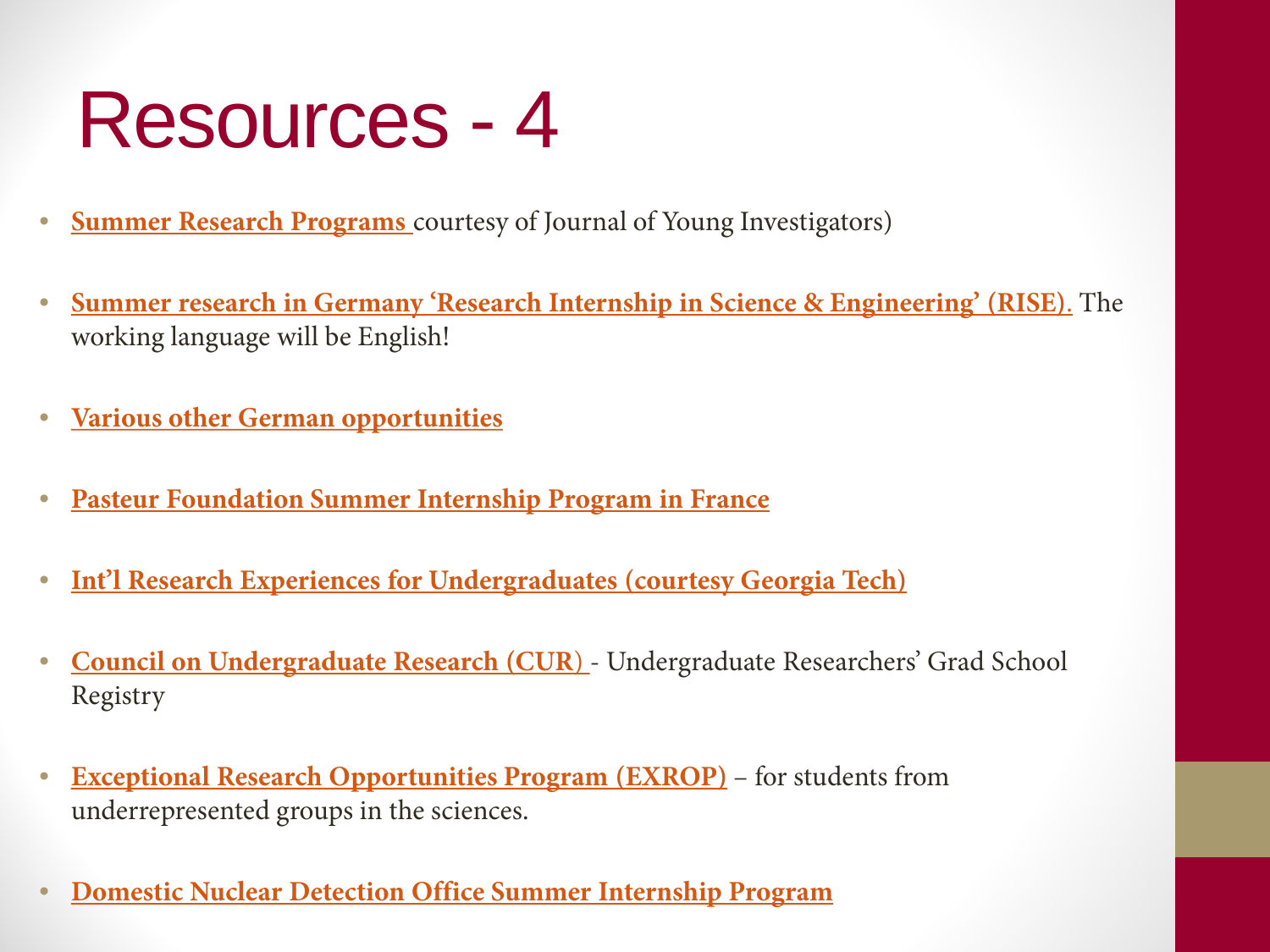# Resources - 4

- **Summer Research Programs** courtesy of Journal of Young Investigators)
- **Summer research in Germany 'Research Internship in Science & Engineering' (RISE).** The working language will be English!
- **Various other German opportunities**
- **Pasteur Foundation Summer Internship Program in France**
- **Int'l Research Experiences for Undergraduates (courtesy Georgia Tech)**
- **Council on Undergraduate Research (CUR)** - Undergraduate Researchers' Grad School Registry
- **Exceptional Research Opportunities Program (EXROP)** – for students from underrepresented groups in the sciences.
- **Domestic Nuclear Detection Office Summer Internship Program**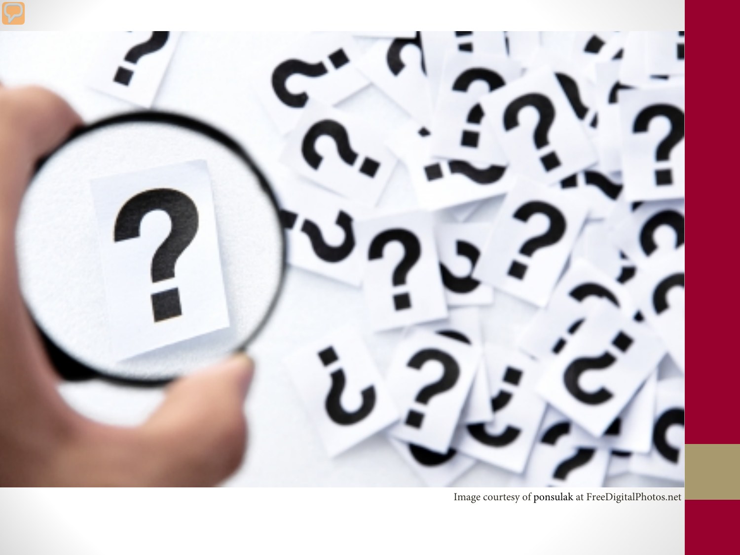Image courtesy of ponsulak at FreeDigitalPhotos.net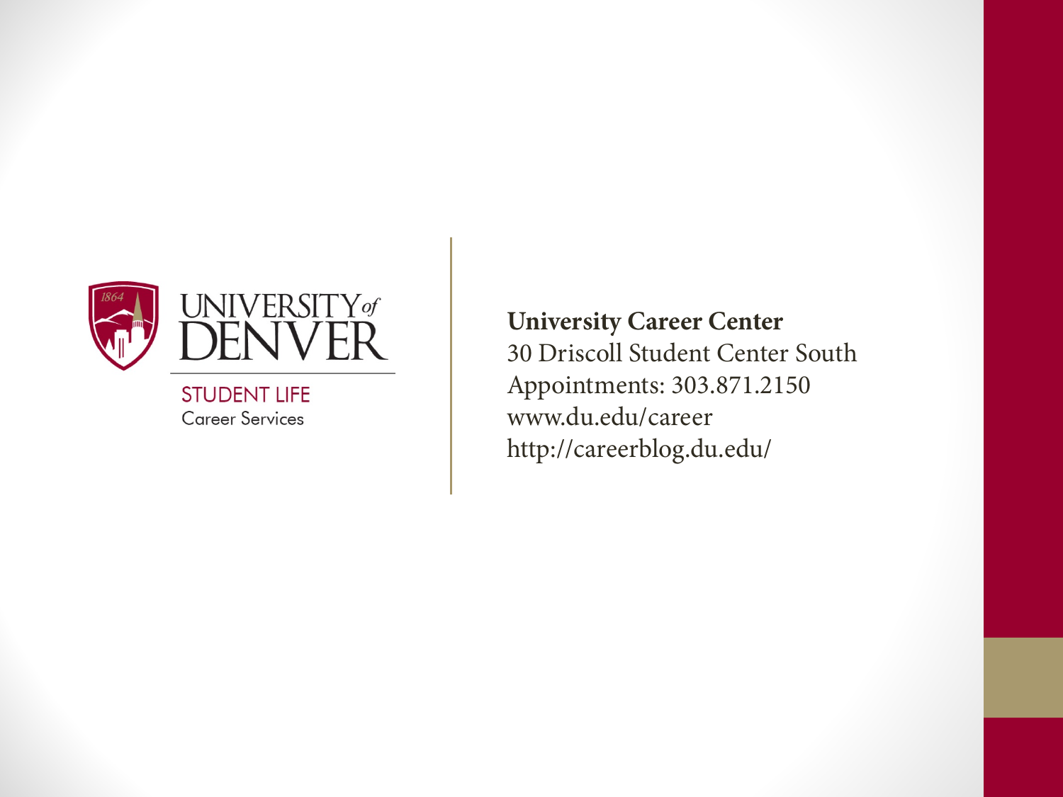UNIVERSITY of DENVER

STUDENT LIFE
Career Services

**University Career Center**
30 Driscoll Student Center South
Appointments: 303.871.2150
www.du.edu/career
http://careerblog.du.edu/